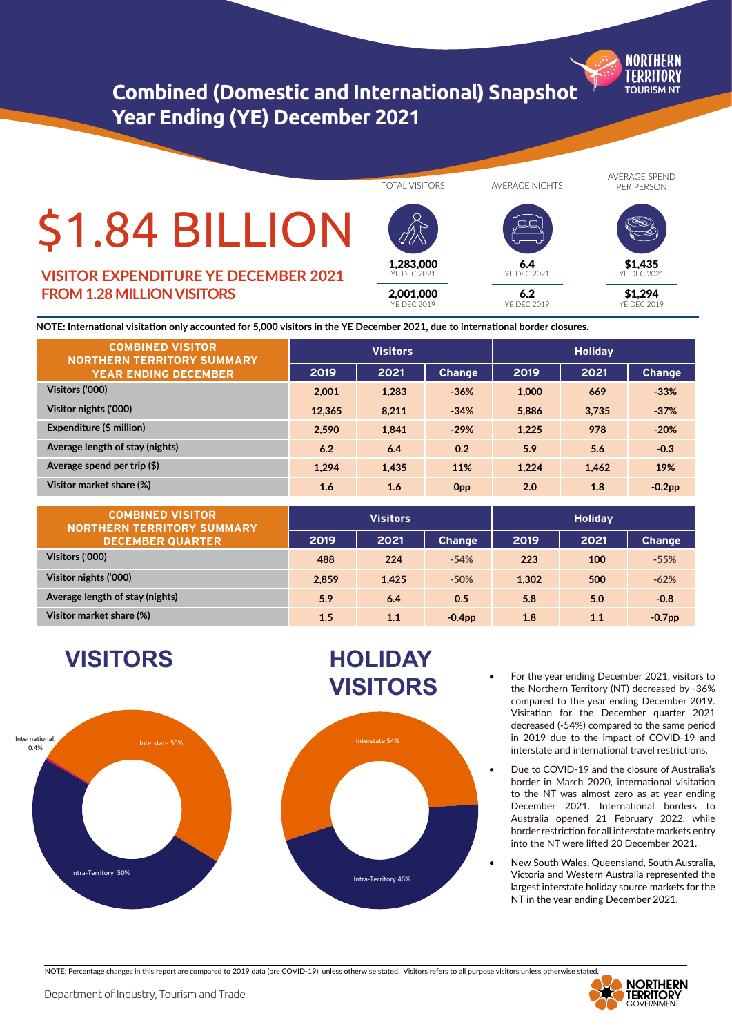# Combined (Domestic and International) Snapshot Year Ending (YE) December 2021

NORTHERN TERRITORY TOURISM NT

## $1.84 BILLION

**VISITOR EXPENDITURE YE DECEMBER 2021 FROM 1.28 MILLION VISITORS**

| | TOTAL VISITORS | AVERAGE NIGHTS | AVERAGE SPEND PER PERSON |
|---|---|---|---|
| YE DEC 2021 | 1,283,000 | 6.4 | $1,435 |
| YE DEC 2019 | 2,001,000 | 6.2 | $1,294 |

**NOTE: International visitation only accounted for 5,000 visitors in the YE December 2021, due to international border closures.**

| COMBINED VISITOR NORTHERN TERRITORY SUMMARY YEAR ENDING DECEMBER | Visitors | | | Holiday | | |
|---|---|---|---|---|---|---|
| | 2019 | 2021 | Change | 2019 | 2021 | Change |
| Visitors ('000) | 2,001 | 1,283 | -36% | 1,000 | 669 | -33% |
| Visitor nights ('000) | 12,365 | 8,211 | -34% | 5,886 | 3,735 | -37% |
| Expenditure ($ million) | 2,590 | 1,841 | -29% | 1,225 | 978 | -20% |
| Average length of stay (nights) | 6.2 | 6.4 | 0.2 | 5.9 | 5.6 | -0.3 |
| Average spend per trip ($) | 1,294 | 1,435 | 11% | 1,224 | 1,462 | 19% |
| Visitor market share (%) | 1.6 | 1.6 | 0pp | 2.0 | 1.8 | -0.2pp |

| COMBINED VISITOR NORTHERN TERRITORY SUMMARY DECEMBER QUARTER | Visitors | | | Holiday | | |
|---|---|---|---|---|---|---|
| | 2019 | 2021 | Change | 2019 | 2021 | Change |
| Visitors ('000) | 488 | 224 | -54% | 223 | 100 | -55% |
| Visitor nights ('000) | 2,859 | 1,425 | -50% | 1,302 | 500 | -62% |
| Average length of stay (nights) | 5.9 | 6.4 | 0.5 | 5.8 | 5.0 | -0.8 |
| Visitor market share (%) | 1.5 | 1.1 | -0.4pp | 1.8 | 1.1 | -0.7pp |

## VISITORS

International, 0.4%
Interstate 50%
Intra-Territory 50%

## HOLIDAY VISITORS

Interstate 54%
Intra-Territory 46%

- For the year ending December 2021, visitors to the Northern Territory (NT) decreased by -36% compared to the year ending December 2019. Visitation for the December quarter 2021 decreased (-54%) compared to the same period in 2019 due to the impact of COVID-19 and interstate and international travel restrictions.
- Due to COVID-19 and the closure of Australia's border in March 2020, international visitation to the NT was almost zero as at year ending December 2021. International borders to Australia opened 21 February 2022, while border restriction for all interstate markets entry into the NT were lifted 20 December 2021.
- New South Wales, Queensland, South Australia, Victoria and Western Australia represented the largest interstate holiday source markets for the NT in the year ending December 2021.

NOTE: Percentage changes in this report are compared to 2019 data (pre COVID-19), unless otherwise stated. Visitors refers to all purpose visitors unless otherwise stated.

Department of Industry, Tourism and Trade

NORTHERN TERRITORY GOVERNMENT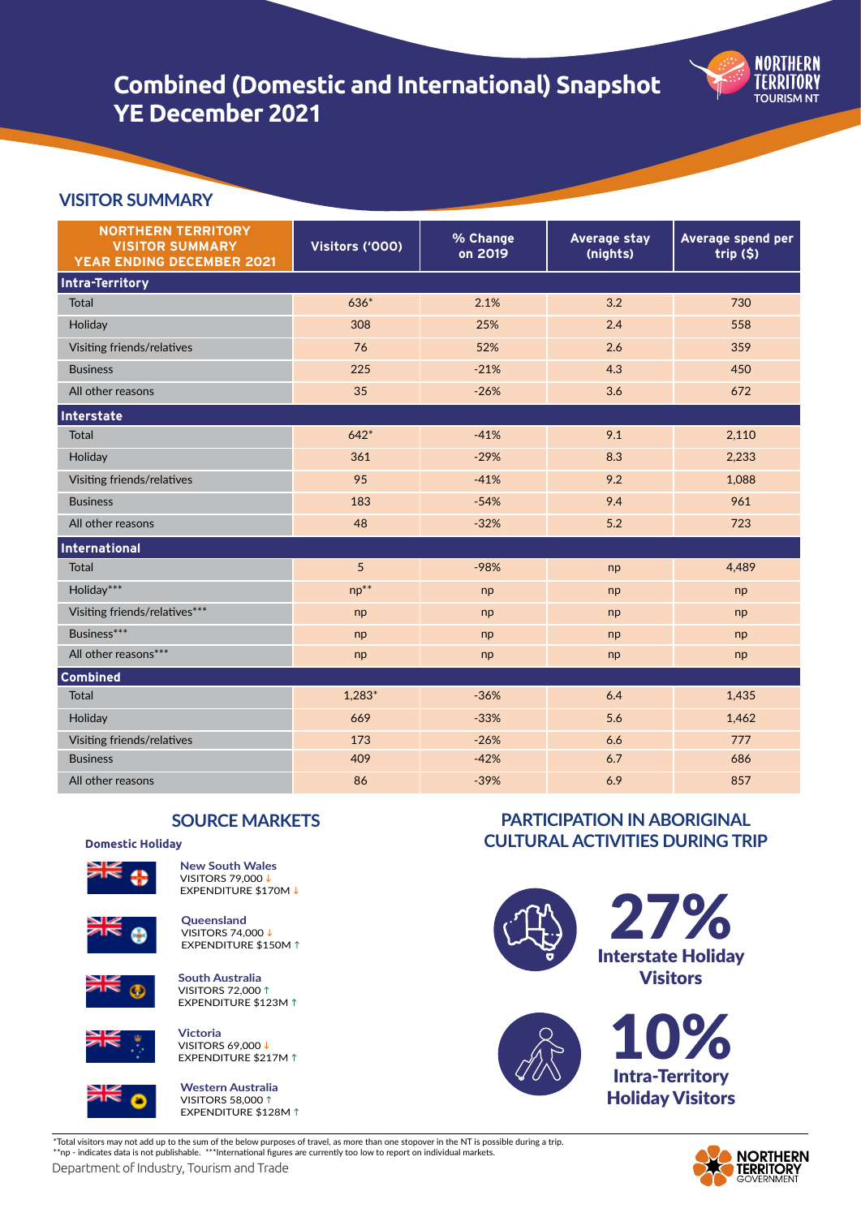# Combined (Domestic and International) Snapshot YE December 2021

## VISITOR SUMMARY

| NORTHERN TERRITORY VISITOR SUMMARY YEAR ENDING DECEMBER 2021 | Visitors ('000) | % Change on 2019 | Average stay (nights) | Average spend per trip ($) |
|---|---|---|---|---|
| **Intra-Territory** | | | | |
| Total | 636* | 2.1% | 3.2 | 730 |
| Holiday | 308 | 25% | 2.4 | 558 |
| Visiting friends/relatives | 76 | 52% | 2.6 | 359 |
| Business | 225 | -21% | 4.3 | 450 |
| All other reasons | 35 | -26% | 3.6 | 672 |
| **Interstate** | | | | |
| Total | 642* | -41% | 9.1 | 2,110 |
| Holiday | 361 | -29% | 8.3 | 2,233 |
| Visiting friends/relatives | 95 | -41% | 9.2 | 1,088 |
| Business | 183 | -54% | 9.4 | 961 |
| All other reasons | 48 | -32% | 5.2 | 723 |
| **International** | | | | |
| Total | 5 | -98% | np | 4,489 |
| Holiday*** | np** | np | np | np |
| Visiting friends/relatives*** | np | np | np | np |
| Business*** | np | np | np | np |
| All other reasons*** | np | np | np | np |
| **Combined** | | | | |
| Total | 1,283* | -36% | 6.4 | 1,435 |
| Holiday | 669 | -33% | 5.6 | 1,462 |
| Visiting friends/relatives | 173 | -26% | 6.6 | 777 |
| Business | 409 | -42% | 6.7 | 686 |
| All other reasons | 86 | -39% | 6.9 | 857 |

## SOURCE MARKETS

**Domestic Holiday**

**New South Wales**
VISITORS 79,000 ↓
EXPENDITURE $170M ↓

**Queensland**
VISITORS 74,000 ↓
EXPENDITURE $150M ↑

**South Australia**
VISITORS 72,000 ↑
EXPENDITURE $123M ↑

**Victoria**
VISITORS 69,000 ↓
EXPENDITURE $217M ↑

**Western Australia**
VISITORS 58,000 ↑
EXPENDITURE $128M ↑

## PARTICIPATION IN ABORIGINAL CULTURAL ACTIVITIES DURING TRIP

**27%** Interstate Holiday Visitors

**10%** Intra-Territory Holiday Visitors

*Total visitors may not add up to the sum of the below purposes of travel, as more than one stopover in the NT is possible during a trip.
**np - indicates data is not publishable. ***International figures are currently too low to report on individual markets.

Department of Industry, Tourism and Trade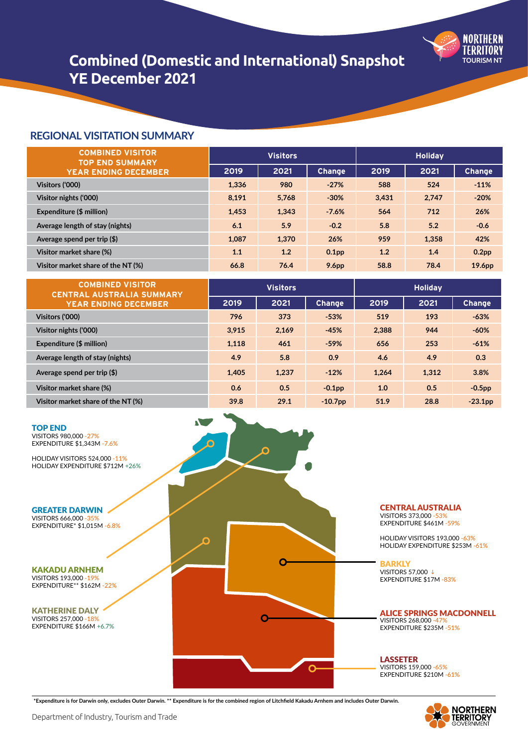# Combined (Domestic and International) Snapshot YE December 2021

## REGIONAL VISITATION SUMMARY

| COMBINED VISITOR TOP END SUMMARY YEAR ENDING DECEMBER | Visitors | | | Holiday | | |
|---|---|---|---|---|---|---|
| | 2019 | 2021 | Change | 2019 | 2021 | Change |
| Visitors ('000) | 1,336 | 980 | -27% | 588 | 524 | -11% |
| Visitor nights ('000) | 8,191 | 5,768 | -30% | 3,431 | 2,747 | -20% |
| Expenditure ($ million) | 1,453 | 1,343 | -7.6% | 564 | 712 | 26% |
| Average length of stay (nights) | 6.1 | 5.9 | -0.2 | 5.8 | 5.2 | -0.6 |
| Average spend per trip ($) | 1,087 | 1,370 | 26% | 959 | 1,358 | 42% |
| Visitor market share (%) | 1.1 | 1.2 | 0.1pp | 1.2 | 1.4 | 0.2pp |
| Visitor market share of the NT (%) | 66.8 | 76.4 | 9.6pp | 58.8 | 78.4 | 19.6pp |

| COMBINED VISITOR CENTRAL AUSTRALIA SUMMARY YEAR ENDING DECEMBER | Visitors | | | Holiday | | |
|---|---|---|---|---|---|---|
| | 2019 | 2021 | Change | 2019 | 2021 | Change |
| Visitors ('000) | 796 | 373 | -53% | 519 | 193 | -63% |
| Visitor nights ('000) | 3,915 | 2,169 | -45% | 2,388 | 944 | -60% |
| Expenditure ($ million) | 1,118 | 461 | -59% | 656 | 253 | -61% |
| Average length of stay (nights) | 4.9 | 5.8 | 0.9 | 4.6 | 4.9 | 0.3 |
| Average spend per trip ($) | 1,405 | 1,237 | -12% | 1,264 | 1,312 | 3.8% |
| Visitor market share (%) | 0.6 | 0.5 | -0.1pp | 1.0 | 0.5 | -0.5pp |
| Visitor market share of the NT (%) | 39.8 | 29.1 | -10.7pp | 51.9 | 28.8 | -23.1pp |

**TOP END**
VISITORS 980,000 -27%
EXPENDITURE $1,343M -7.6%

HOLIDAY VISITORS 524,000 -11%
HOLIDAY EXPENDITURE $712M +26%

**GREATER DARWIN**
VISITORS 666,000 -35%
EXPENDITURE* $1,015M -6.8%

**KAKADU ARNHEM**
VISITORS 193,000 -19%
EXPENDITURE** $162M -22%

**KATHERINE DALY**
VISITORS 257,000 -18%
EXPENDITURE $166M +6.7%

**CENTRAL AUSTRALIA**
VISITORS 373,000 -53%
EXPENDITURE $461M -59%

HOLIDAY VISITORS 193,000 -63%
HOLIDAY EXPENDITURE $253M -61%

**BARKLY**
VISITORS 57,000 ↓
EXPENDITURE $17M -83%

**ALICE SPRINGS MACDONNELL**
VISITORS 268,000 -47%
EXPENDITURE $235M -51%

**LASSETER**
VISITORS 159,000 -65%
EXPENDITURE $210M -61%

*Expenditure is for Darwin only, excludes Outer Darwin. ** Expenditure is for the combined region of Litchfield Kakadu Arnhem and includes Outer Darwin.

Department of Industry, Tourism and Trade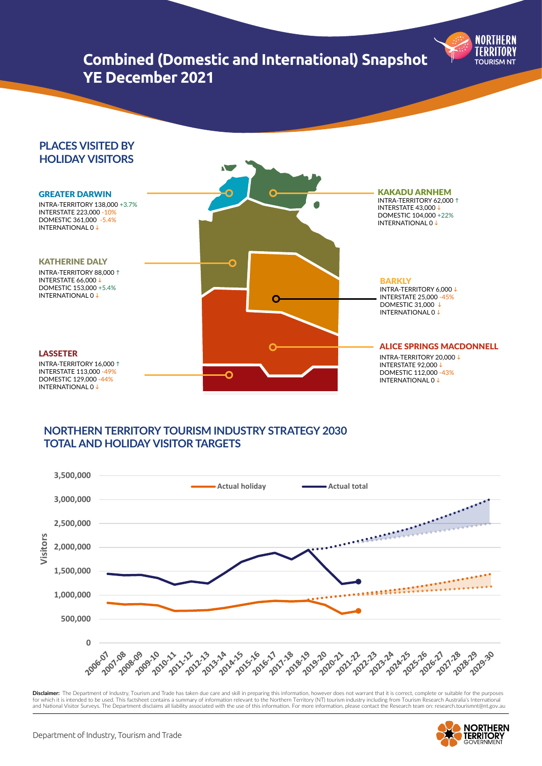# Combined (Domestic and International) Snapshot YE December 2021

## PLACES VISITED BY HOLIDAY VISITORS

### GREATER DARWIN
INTRA-TERRITORY 138,000 +3.7%
INTERSTATE 223,000 -10%
DOMESTIC 361,000 -5.4%
INTERNATIONAL 0 ↓

### KATHERINE DALY
INTRA-TERRITORY 88,000 ↑
INTERSTATE 66,000 ↓
DOMESTIC 153,000 +5.4%
INTERNATIONAL 0 ↓

### LASSETER
INTRA-TERRITORY 16,000 ↑
INTERSTATE 113,000 -49%
DOMESTIC 129,000 -44%
INTERNATIONAL 0 ↓

### KAKADU ARNHEM
INTRA-TERRITORY 62,000 ↑
INTERSTATE 43,000 ↓
DOMESTIC 104,000 +22%
INTERNATIONAL 0 ↓

### BARKLY
INTRA-TERRITORY 6,000 ↓
INTERSTATE 25,000 -45%
DOMESTIC 31,000 ↓
INTERNATIONAL 0 ↓

### ALICE SPRINGS MACDONNELL
INTRA-TERRITORY 20,000 ↓
INTERSTATE 92,000 ↓
DOMESTIC 112,000 -43%
INTERNATIONAL 0 ↓

## NORTHERN TERRITORY TOURISM INDUSTRY STRATEGY 2030 TOTAL AND HOLIDAY VISITOR TARGETS

Actual holiday
Actual total

Visitors

3,500,000
3,000,000
2,500,000
2,000,000
1,500,000
1,000,000
500,000
0

2006-07, 2007-08, 2008-09, 2009-10, 2010-11, 2011-12, 2012-13, 2013-14, 2014-15, 2015-16, 2016-17, 2017-18, 2018-19, 2019-20, 2020-21, 2021-22, 2022-23, 2023-24, 2024-25, 2025-26, 2026-27, 2027-28, 2028-29, 2029-30

**Disclaimer:** The Department of Industry, Tourism and Trade has taken due care and skill in preparing this information, however does not warrant that it is correct, complete or suitable for the purposes for which it is intended to be used. This factsheet contains a summary of information relevant to the Northern Territory (NT) tourism industry including from Tourism Research Australia's International and National Visitor Surveys. The Department disclaims all liability associated with the use of this information. For more information, please contact the Research team on: research.tourismnt@nt.gov.au

Department of Industry, Tourism and Trade